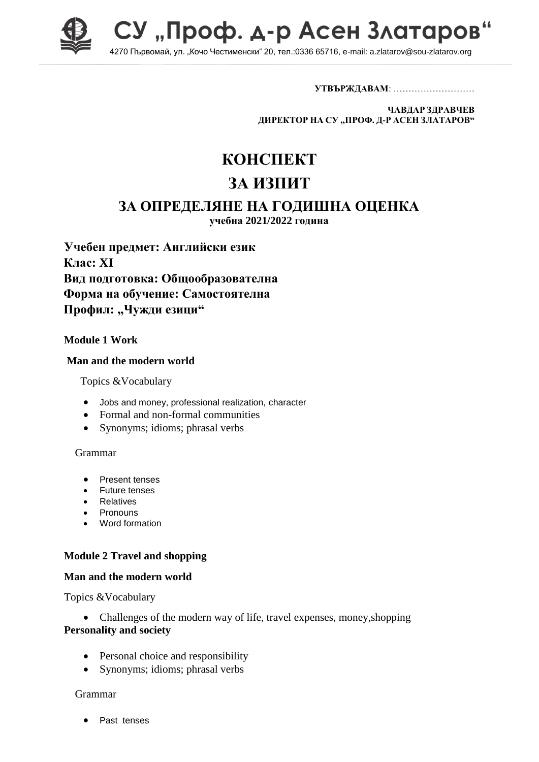# СУ „Проф. д-р Асен Златаров“

4270 Първомай, ул. „Кочо Честименски“ 20, тел.:0336 65716, e-mail: a.zlatarov@sou-zlatarov.org

**УТВЪРЖДАВАМ**: ………………………

**ЧАВДАР ЗДРАВЧЕВ**
**ДИРЕКТОР НА СУ „ПРОФ. Д-Р АСЕН ЗЛАТАРОВ“**

# КОНСПЕКТ

# ЗА ИЗПИТ

## ЗА ОПРЕДЕЛЯНЕ НА ГОДИШНА ОЦЕНКА

**учебна 2021/2022 година**

**Учебен предмет: Английски език**
**Клас: XI**
**Вид подготовка: Общообразователна**
**Форма на обучение: Самостоятелна**
**Профил: „Чужди езици“**

**Module 1 Work**

**Man and the modern world**

Topics &Vocabulary

- Jobs and money, professional realization, character
- Formal and non-formal communities
- Synonyms; idioms; phrasal verbs

Grammar

- Present tenses
- Future tenses
- Relatives
- Pronouns
- Word formation

**Module 2 Travel and shopping**

**Man and the modern world**

Topics &Vocabulary

- Challenges of the modern way of life, travel expenses, money,shopping

**Personality and society**

- Personal choice and responsibility
- Synonyms; idioms; phrasal verbs

Grammar

- Past tenses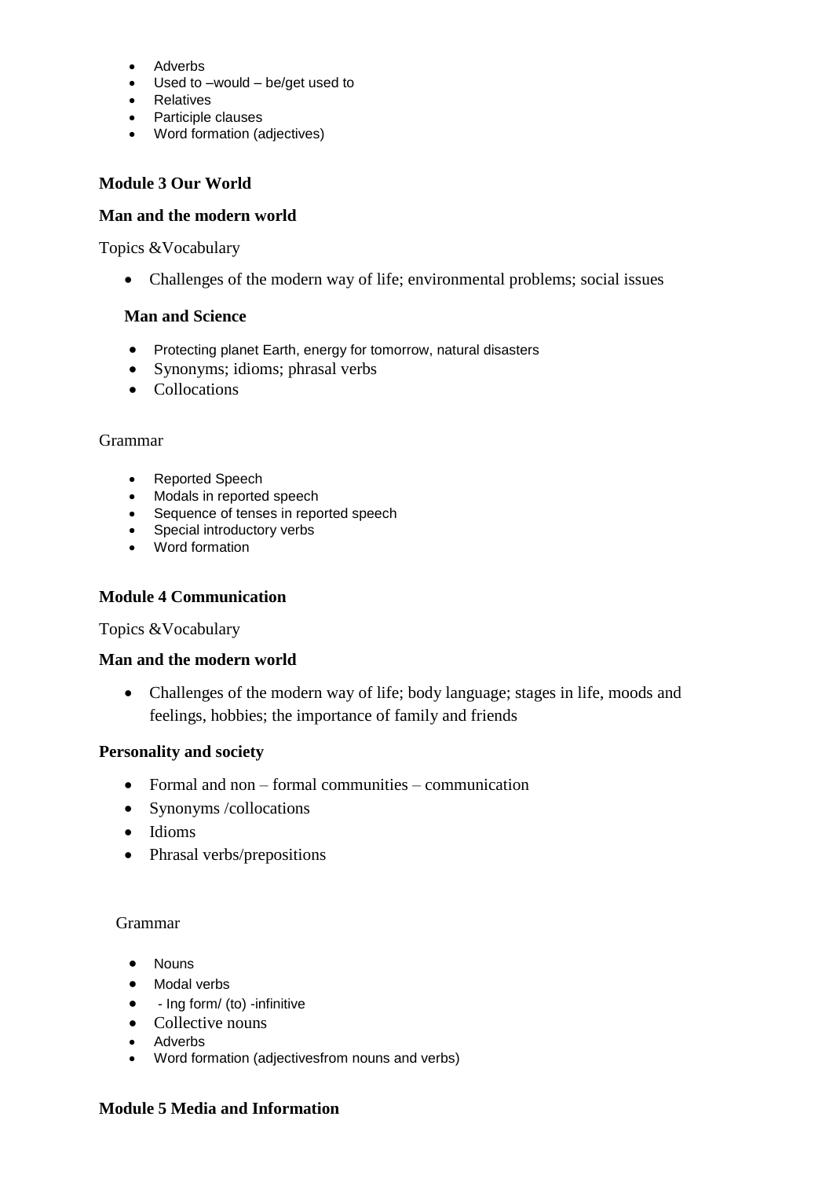- Adverbs
- Used to –would – be/get used to
- Relatives
- Participle clauses
- Word formation (adjectives)

**Module 3 Our World**

**Man and the modern world**

Topics &Vocabulary

- Challenges of the modern way of life; environmental problems; social issues

**Man and Science**

- Protecting planet Earth, energy for tomorrow, natural disasters
- Synonyms; idioms; phrasal verbs
- Collocations

Grammar

- Reported Speech
- Modals in reported speech
- Sequence of tenses in reported speech
- Special introductory verbs
- Word formation

**Module 4 Communication**

Topics &Vocabulary

**Man and the modern world**

- Challenges of the modern way of life; body language; stages in life, moods and feelings, hobbies; the importance of family and friends

**Personality and society**

- Formal and non – formal communities – communication
- Synonyms /collocations
- Idioms
- Phrasal verbs/prepositions

Grammar

- Nouns
- Modal verbs
- - Ing form/ (to) -infinitive
- Collective nouns
- Adverbs
- Word formation (adjectivesfrom nouns and verbs)

**Module 5 Media and Information**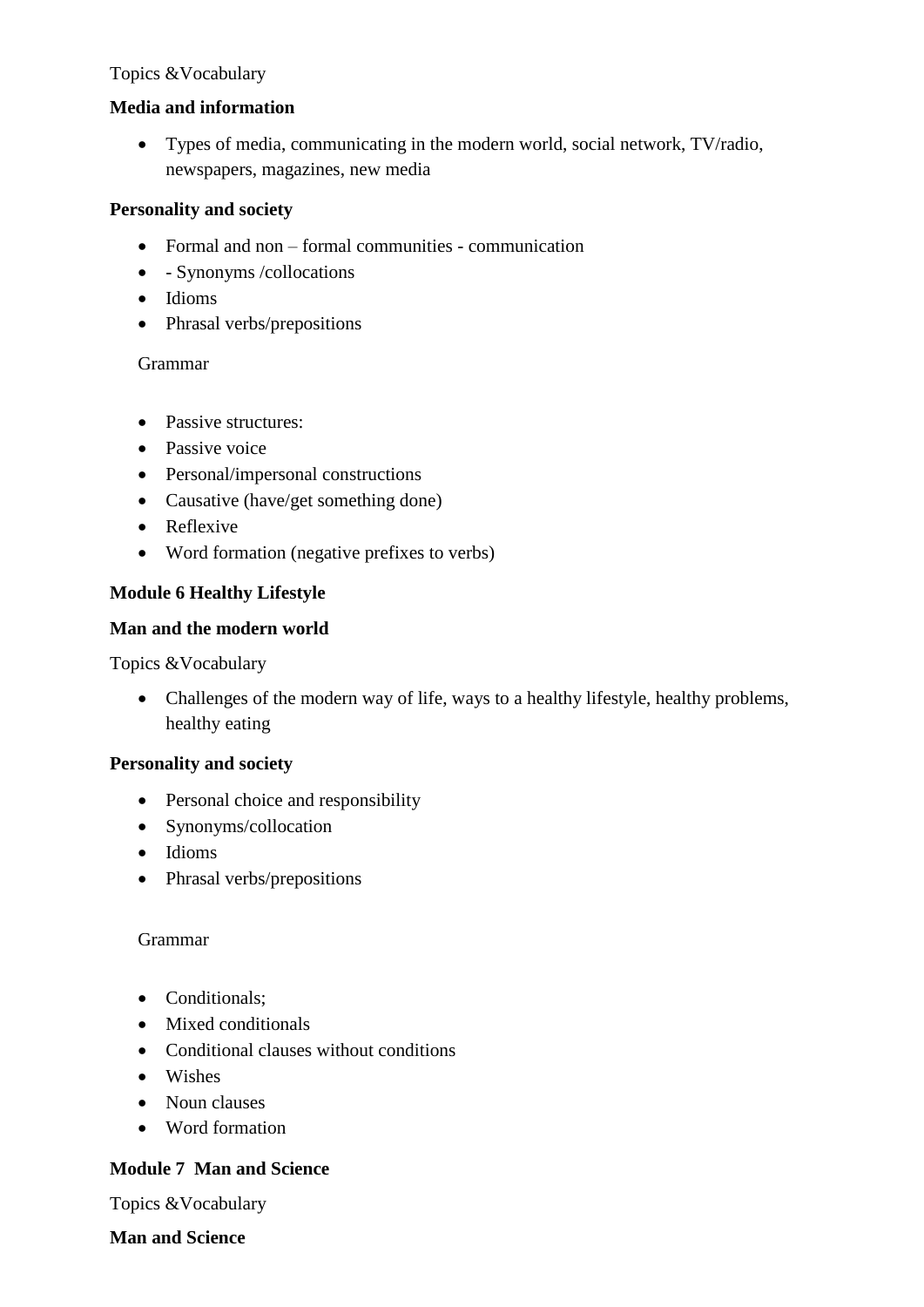Topics &Vocabulary

**Media and information**

- Types of media, communicating in the modern world, social network, TV/radio, newspapers, magazines, new media

**Personality and society**

- Formal and non – formal communities - communication
- - Synonyms /collocations
- Idioms
- Phrasal verbs/prepositions

Grammar

- Passive structures:
- Passive voice
- Personal/impersonal constructions
- Causative (have/get something done)
- Reflexive
- Word formation (negative prefixes to verbs)

**Module 6 Healthy Lifestyle**

**Man and the modern world**

Topics &Vocabulary

- Challenges of the modern way of life, ways to a healthy lifestyle, healthy problems, healthy eating

**Personality and society**

- Personal choice and responsibility
- Synonyms/collocation
- Idioms
- Phrasal verbs/prepositions

Grammar

- Conditionals;
- Mixed conditionals
- Conditional clauses without conditions
- Wishes
- Noun clauses
- Word formation

**Module 7 Man and Science**

Topics &Vocabulary

**Man and Science**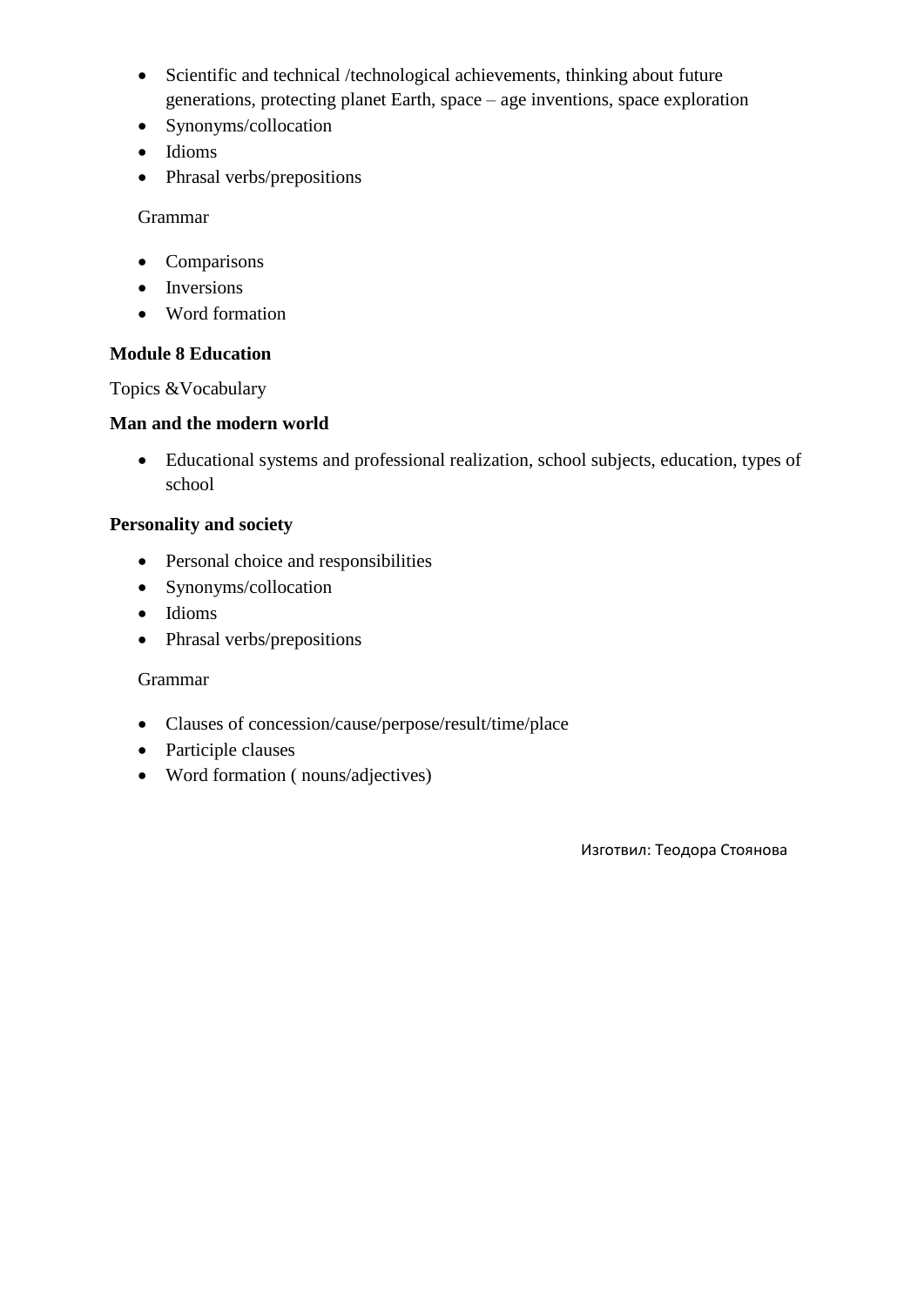- Scientific and technical /technological achievements, thinking about future generations, protecting planet Earth, space – age inventions, space exploration
- Synonyms/collocation
- Idioms
- Phrasal verbs/prepositions

Grammar

- Comparisons
- Inversions
- Word formation

**Module 8 Education**

Topics &Vocabulary

**Man and the modern world**

- Educational systems and professional realization, school subjects, education, types of school

**Personality and society**

- Personal choice and responsibilities
- Synonyms/collocation
- Idioms
- Phrasal verbs/prepositions

Grammar

- Clauses of concession/cause/perpose/result/time/place
- Participle clauses
- Word formation ( nouns/adjectives)

Изготвил: Теодора Стоянова